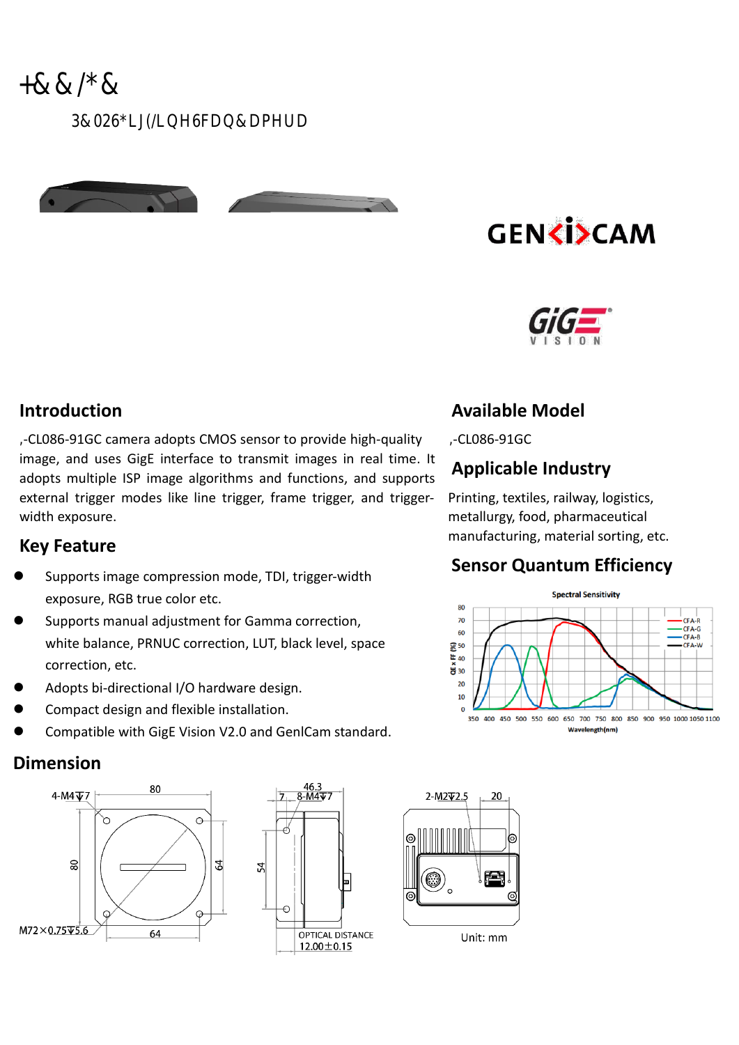+&&/*&

3&026*LJ(/LQH6FDQ&DPHUD

## Introduction

,-CL086-91GC camera adopts CMOS sensor to provide high-quality image, and uses GigE interface to transmit images in real time. It adopts multiple ISP image algorithms and functions, and supports external trigger modes like line trigger, frame trigger, and trigger-width exposure.

## Key Feature

- Supports image compression mode, TDI, trigger-width exposure, RGB true color etc.
- Supports manual adjustment for Gamma correction, white balance, PRNUC correction, LUT, black level, space correction, etc.
- Adopts bi-directional I/O hardware design.
- Compact design and flexible installation.
- Compatible with GigE Vision V2.0 and GenlCam standard.

## Available Model

,-CL086-91GC

## Applicable Industry

Printing, textiles, railway, logistics, metallurgy, food, pharmaceutical manufacturing, material sorting, etc.

## Sensor Quantum Efficiency

## Dimension

Unit: mm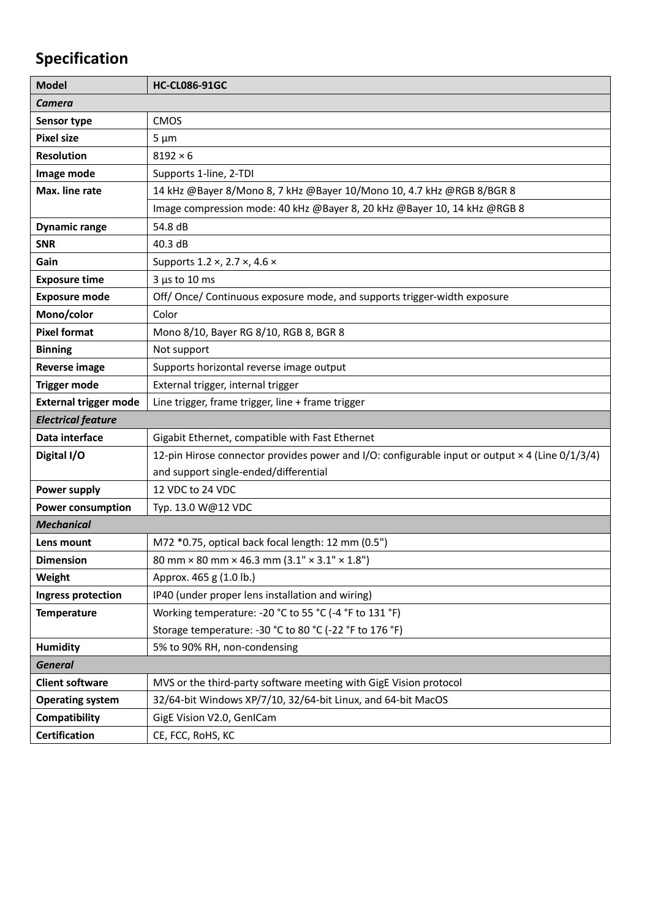## Specification

| Model | HC-CL086-91GC |
|---|---|
| *Camera* | |
| Sensor type | CMOS |
| Pixel size | 5 µm |
| Resolution | 8192 × 6 |
| Image mode | Supports 1-line, 2-TDI |
| Max. line rate | 14 kHz @Bayer 8/Mono 8, 7 kHz @Bayer 10/Mono 10, 4.7 kHz @RGB 8/BGR 8 |
| | Image compression mode: 40 kHz @Bayer 8, 20 kHz @Bayer 10, 14 kHz @RGB 8 |
| Dynamic range | 54.8 dB |
| SNR | 40.3 dB |
| Gain | Supports 1.2 ×, 2.7 ×, 4.6 × |
| Exposure time | 3 µs to 10 ms |
| Exposure mode | Off/ Once/ Continuous exposure mode, and supports trigger-width exposure |
| Mono/color | Color |
| Pixel format | Mono 8/10, Bayer RG 8/10, RGB 8, BGR 8 |
| Binning | Not support |
| Reverse image | Supports horizontal reverse image output |
| Trigger mode | External trigger, internal trigger |
| External trigger mode | Line trigger, frame trigger, line + frame trigger |
| *Electrical feature* | |
| Data interface | Gigabit Ethernet, compatible with Fast Ethernet |
| Digital I/O | 12-pin Hirose connector provides power and I/O: configurable input or output × 4 (Line 0/1/3/4) and support single-ended/differential |
| Power supply | 12 VDC to 24 VDC |
| Power consumption | Typ. 13.0 W@12 VDC |
| *Mechanical* | |
| Lens mount | M72 *0.75, optical back focal length: 12 mm (0.5") |
| Dimension | 80 mm × 80 mm × 46.3 mm (3.1" × 3.1" × 1.8") |
| Weight | Approx. 465 g (1.0 lb.) |
| Ingress protection | IP40 (under proper lens installation and wiring) |
| Temperature | Working temperature: -20 °C to 55 °C (-4 °F to 131 °F) |
| | Storage temperature: -30 °C to 80 °C (-22 °F to 176 °F) |
| Humidity | 5% to 90% RH, non-condensing |
| *General* | |
| Client software | MVS or the third-party software meeting with GigE Vision protocol |
| Operating system | 32/64-bit Windows XP/7/10, 32/64-bit Linux, and 64-bit MacOS |
| Compatibility | GigE Vision V2.0, GenICam |
| Certification | CE, FCC, RoHS, KC |